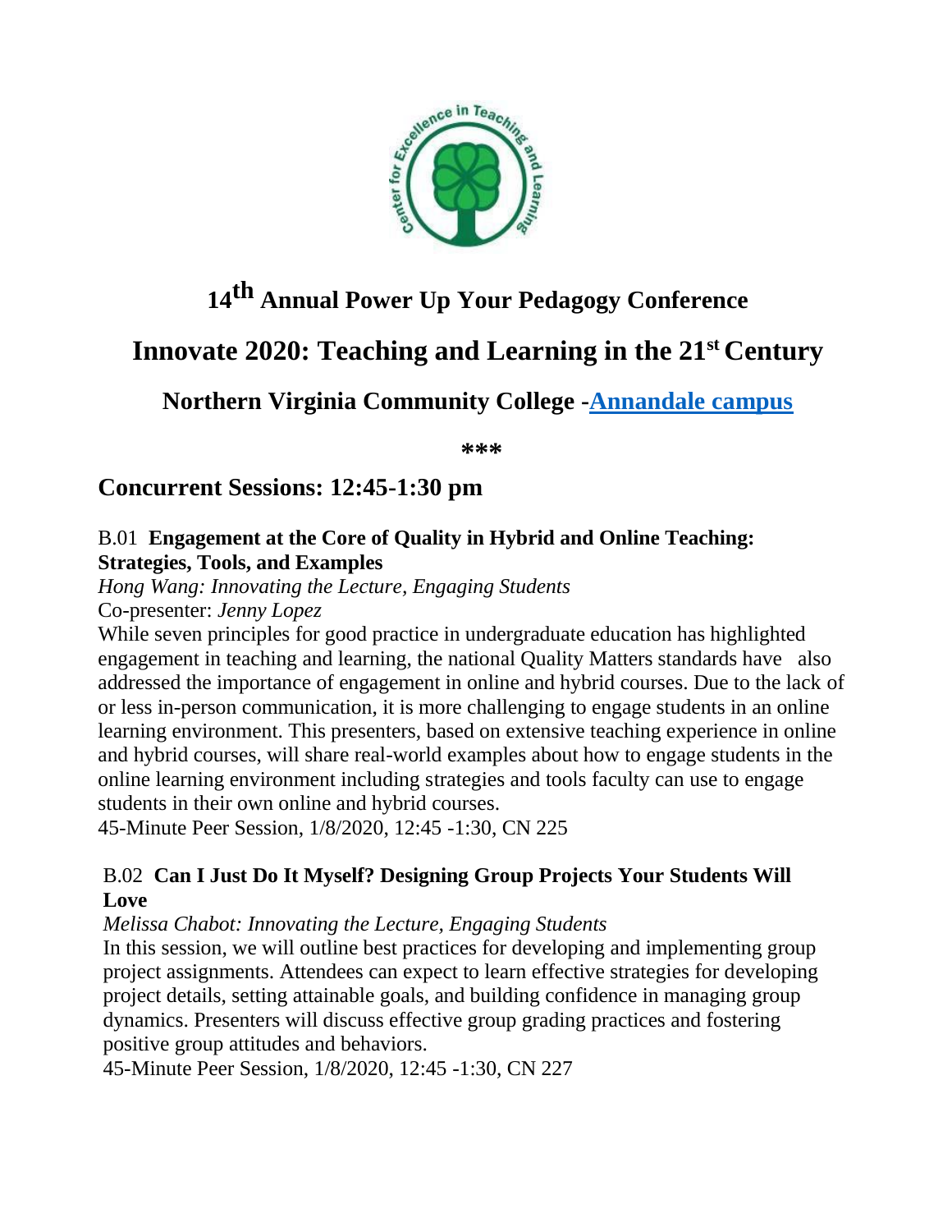# 14th Annual Power Up Your Pedagogy Conference

# Innovate 2020: Teaching and Learning in the 21st Century

## Northern Virginia Community College -Annandale campus

***

## Concurrent Sessions: 12:45-1:30 pm

### B.01 **Engagement at the Core of Quality in Hybrid and Online Teaching: Strategies, Tools, and Examples**

*Hong Wang: Innovating the Lecture, Engaging Students*

Co-presenter: *Jenny Lopez*

While seven principles for good practice in undergraduate education has highlighted engagement in teaching and learning, the national Quality Matters standards have also addressed the importance of engagement in online and hybrid courses. Due to the lack of or less in-person communication, it is more challenging to engage students in an online learning environment. This presenters, based on extensive teaching experience in online and hybrid courses, will share real-world examples about how to engage students in the online learning environment including strategies and tools faculty can use to engage students in their own online and hybrid courses.

45-Minute Peer Session, 1/8/2020, 12:45 -1:30, CN 225

### B.02 **Can I Just Do It Myself? Designing Group Projects Your Students Will Love**

*Melissa Chabot: Innovating the Lecture, Engaging Students*

In this session, we will outline best practices for developing and implementing group project assignments. Attendees can expect to learn effective strategies for developing project details, setting attainable goals, and building confidence in managing group dynamics. Presenters will discuss effective group grading practices and fostering positive group attitudes and behaviors.

45-Minute Peer Session, 1/8/2020, 12:45 -1:30, CN 227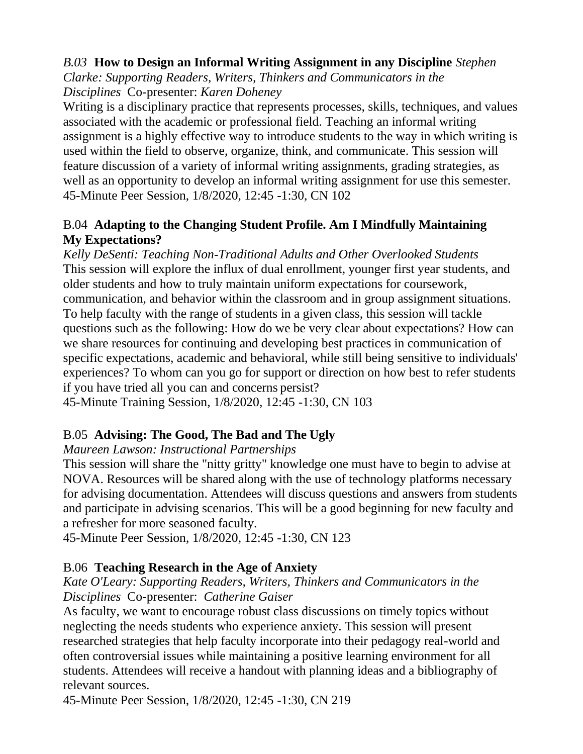*B.03* **How to Design an Informal Writing Assignment in any Discipline** *Stephen Clarke: Supporting Readers, Writers, Thinkers and Communicators in the Disciplines* Co-presenter: *Karen Doheney*

Writing is a disciplinary practice that represents processes, skills, techniques, and values associated with the academic or professional field. Teaching an informal writing assignment is a highly effective way to introduce students to the way in which writing is used within the field to observe, organize, think, and communicate. This session will feature discussion of a variety of informal writing assignments, grading strategies, as well as an opportunity to develop an informal writing assignment for use this semester.
45-Minute Peer Session, 1/8/2020, 12:45 -1:30, CN 102

B.04 **Adapting to the Changing Student Profile. Am I Mindfully Maintaining My Expectations?**

*Kelly DeSenti: Teaching Non-Traditional Adults and Other Overlooked Students*

This session will explore the influx of dual enrollment, younger first year students, and older students and how to truly maintain uniform expectations for coursework, communication, and behavior within the classroom and in group assignment situations. To help faculty with the range of students in a given class, this session will tackle questions such as the following: How do we be very clear about expectations? How can we share resources for continuing and developing best practices in communication of specific expectations, academic and behavioral, while still being sensitive to individuals' experiences? To whom can you go for support or direction on how best to refer students if you have tried all you can and concerns persist?
45-Minute Training Session, 1/8/2020, 12:45 -1:30, CN 103

B.05 **Advising: The Good, The Bad and The Ugly**

*Maureen Lawson: Instructional Partnerships*

This session will share the "nitty gritty" knowledge one must have to begin to advise at NOVA. Resources will be shared along with the use of technology platforms necessary for advising documentation. Attendees will discuss questions and answers from students and participate in advising scenarios. This will be a good beginning for new faculty and a refresher for more seasoned faculty.
45-Minute Peer Session, 1/8/2020, 12:45 -1:30, CN 123

B.06 **Teaching Research in the Age of Anxiety**

*Kate O'Leary: Supporting Readers, Writers, Thinkers and Communicators in the Disciplines* Co-presenter: *Catherine Gaiser*

As faculty, we want to encourage robust class discussions on timely topics without neglecting the needs students who experience anxiety. This session will present researched strategies that help faculty incorporate into their pedagogy real-world and often controversial issues while maintaining a positive learning environment for all students. Attendees will receive a handout with planning ideas and a bibliography of relevant sources.
45-Minute Peer Session, 1/8/2020, 12:45 -1:30, CN 219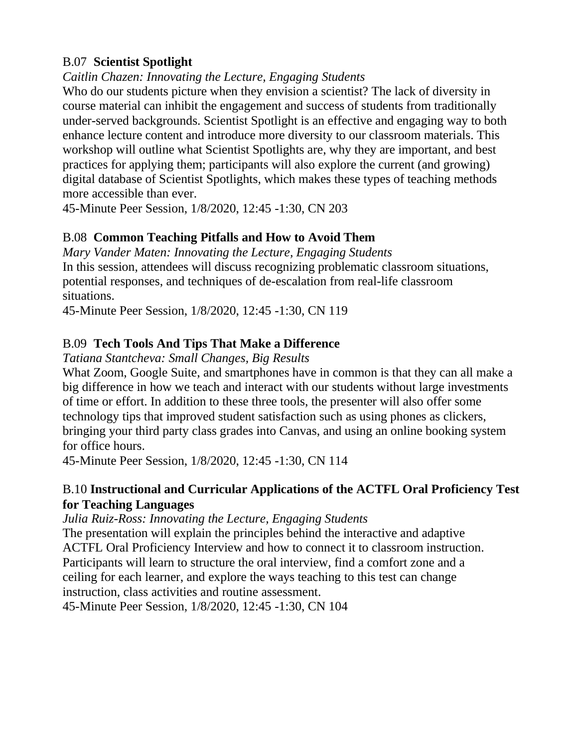B.07 **Scientist Spotlight**

*Caitlin Chazen: Innovating the Lecture, Engaging Students*

Who do our students picture when they envision a scientist? The lack of diversity in course material can inhibit the engagement and success of students from traditionally under-served backgrounds. Scientist Spotlight is an effective and engaging way to both enhance lecture content and introduce more diversity to our classroom materials. This workshop will outline what Scientist Spotlights are, why they are important, and best practices for applying them; participants will also explore the current (and growing) digital database of Scientist Spotlights, which makes these types of teaching methods more accessible than ever.

45-Minute Peer Session, 1/8/2020, 12:45 -1:30, CN 203

B.08 **Common Teaching Pitfalls and How to Avoid Them**

*Mary Vander Maten: Innovating the Lecture, Engaging Students*

In this session, attendees will discuss recognizing problematic classroom situations, potential responses, and techniques of de-escalation from real-life classroom situations.

45-Minute Peer Session, 1/8/2020, 12:45 -1:30, CN 119

B.09 **Tech Tools And Tips That Make a Difference**

*Tatiana Stantcheva: Small Changes, Big Results*

What Zoom, Google Suite, and smartphones have in common is that they can all make a big difference in how we teach and interact with our students without large investments of time or effort. In addition to these three tools, the presenter will also offer some technology tips that improved student satisfaction such as using phones as clickers, bringing your third party class grades into Canvas, and using an online booking system for office hours.

45-Minute Peer Session, 1/8/2020, 12:45 -1:30, CN 114

B.10 **Instructional and Curricular Applications of the ACTFL Oral Proficiency Test for Teaching Languages**

*Julia Ruiz-Ross: Innovating the Lecture, Engaging Students*

The presentation will explain the principles behind the interactive and adaptive ACTFL Oral Proficiency Interview and how to connect it to classroom instruction. Participants will learn to structure the oral interview, find a comfort zone and a ceiling for each learner, and explore the ways teaching to this test can change instruction, class activities and routine assessment.

45-Minute Peer Session, 1/8/2020, 12:45 -1:30, CN 104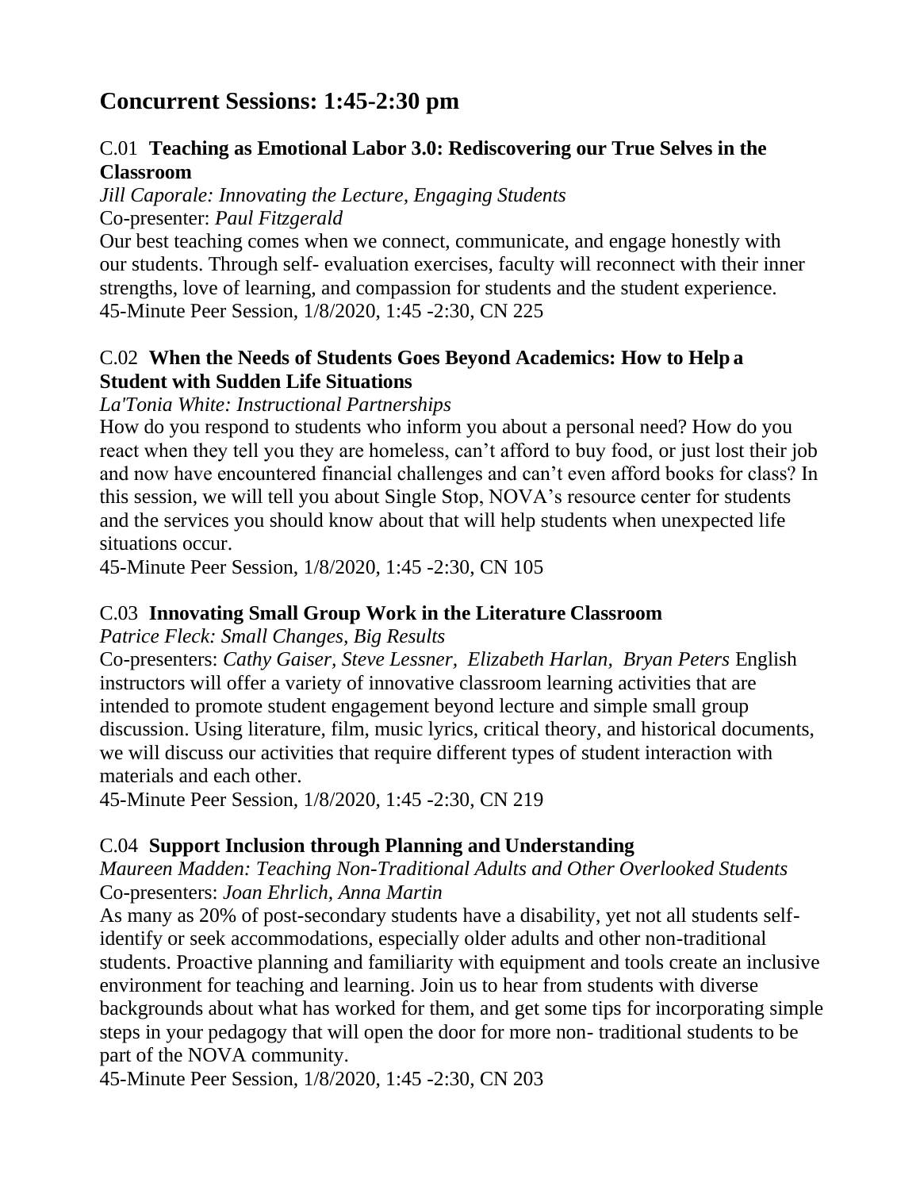# Concurrent Sessions: 1:45-2:30 pm

### C.01 **Teaching as Emotional Labor 3.0: Rediscovering our True Selves in the Classroom**

*Jill Caporale: Innovating the Lecture, Engaging Students*
Co-presenter: *Paul Fitzgerald*
Our best teaching comes when we connect, communicate, and engage honestly with our students. Through self- evaluation exercises, faculty will reconnect with their inner strengths, love of learning, and compassion for students and the student experience.
45-Minute Peer Session, 1/8/2020, 1:45 -2:30, CN 225

### C.02 **When the Needs of Students Goes Beyond Academics: How to Help a Student with Sudden Life Situations**

*La'Tonia White: Instructional Partnerships*
How do you respond to students who inform you about a personal need? How do you react when they tell you they are homeless, can't afford to buy food, or just lost their job and now have encountered financial challenges and can't even afford books for class? In this session, we will tell you about Single Stop, NOVA's resource center for students and the services you should know about that will help students when unexpected life situations occur.
45-Minute Peer Session, 1/8/2020, 1:45 -2:30, CN 105

### C.03 **Innovating Small Group Work in the Literature Classroom**

*Patrice Fleck: Small Changes, Big Results*
Co-presenters: *Cathy Gaiser, Steve Lessner, Elizabeth Harlan, Bryan Peters* English instructors will offer a variety of innovative classroom learning activities that are intended to promote student engagement beyond lecture and simple small group discussion. Using literature, film, music lyrics, critical theory, and historical documents, we will discuss our activities that require different types of student interaction with materials and each other.
45-Minute Peer Session, 1/8/2020, 1:45 -2:30, CN 219

### C.04 **Support Inclusion through Planning and Understanding**

*Maureen Madden: Teaching Non-Traditional Adults and Other Overlooked Students*
Co-presenters: *Joan Ehrlich, Anna Martin*
As many as 20% of post-secondary students have a disability, yet not all students self-identify or seek accommodations, especially older adults and other non-traditional students. Proactive planning and familiarity with equipment and tools create an inclusive environment for teaching and learning. Join us to hear from students with diverse backgrounds about what has worked for them, and get some tips for incorporating simple steps in your pedagogy that will open the door for more non- traditional students to be part of the NOVA community.
45-Minute Peer Session, 1/8/2020, 1:45 -2:30, CN 203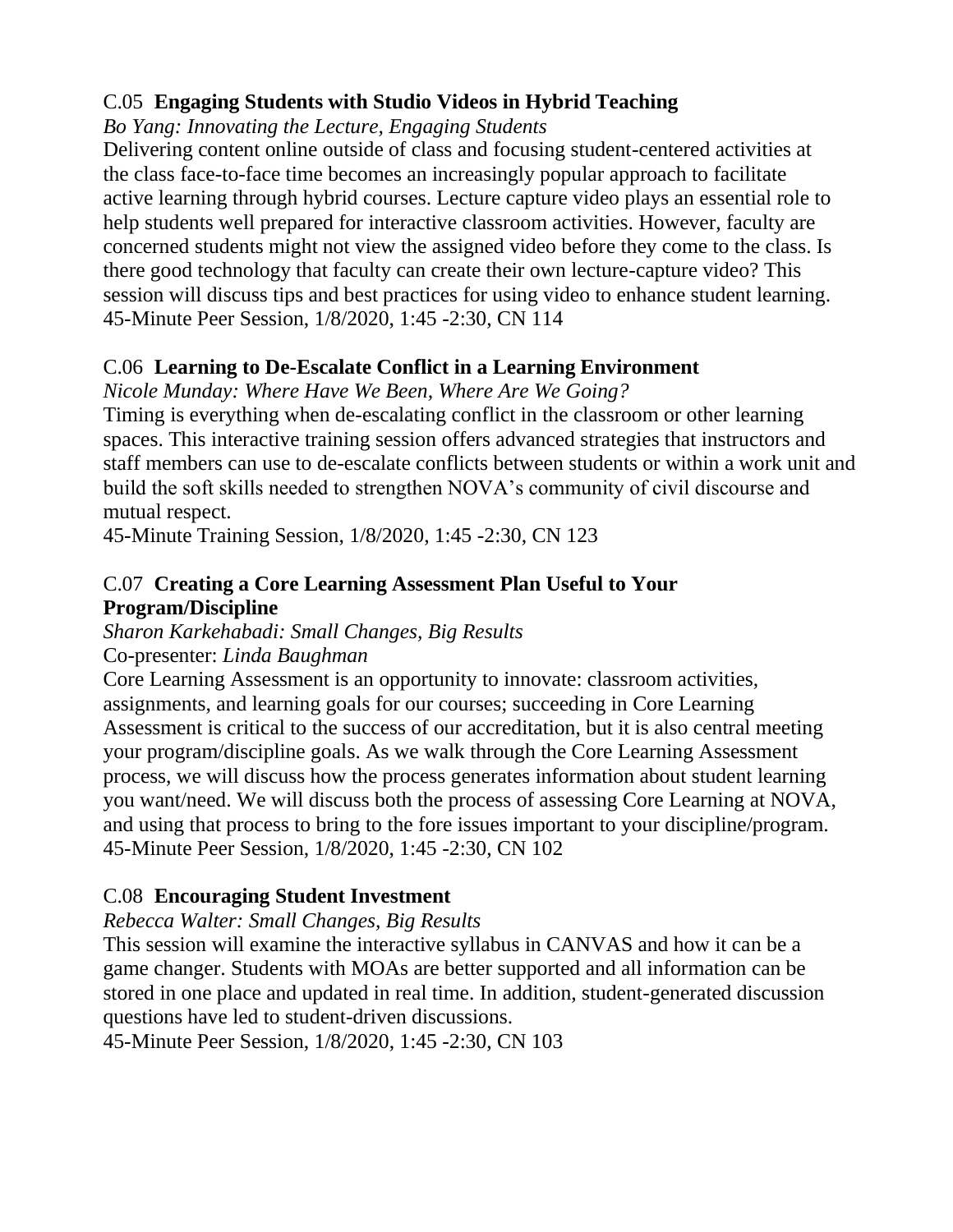### C.05 **Engaging Students with Studio Videos in Hybrid Teaching**

*Bo Yang: Innovating the Lecture, Engaging Students*

Delivering content online outside of class and focusing student-centered activities at the class face-to-face time becomes an increasingly popular approach to facilitate active learning through hybrid courses. Lecture capture video plays an essential role to help students well prepared for interactive classroom activities. However, faculty are concerned students might not view the assigned video before they come to the class. Is there good technology that faculty can create their own lecture-capture video? This session will discuss tips and best practices for using video to enhance student learning.

45-Minute Peer Session, 1/8/2020, 1:45 -2:30, CN 114

### C.06 **Learning to De-Escalate Conflict in a Learning Environment**

*Nicole Munday: Where Have We Been, Where Are We Going?*

Timing is everything when de-escalating conflict in the classroom or other learning spaces. This interactive training session offers advanced strategies that instructors and staff members can use to de-escalate conflicts between students or within a work unit and build the soft skills needed to strengthen NOVA's community of civil discourse and mutual respect.

45-Minute Training Session, 1/8/2020, 1:45 -2:30, CN 123

### C.07 **Creating a Core Learning Assessment Plan Useful to Your Program/Discipline**

*Sharon Karkehabadi: Small Changes, Big Results*

Co-presenter: *Linda Baughman*

Core Learning Assessment is an opportunity to innovate: classroom activities, assignments, and learning goals for our courses; succeeding in Core Learning Assessment is critical to the success of our accreditation, but it is also central meeting your program/discipline goals. As we walk through the Core Learning Assessment process, we will discuss how the process generates information about student learning you want/need. We will discuss both the process of assessing Core Learning at NOVA, and using that process to bring to the fore issues important to your discipline/program.

45-Minute Peer Session, 1/8/2020, 1:45 -2:30, CN 102

### C.08 **Encouraging Student Investment**

*Rebecca Walter: Small Changes, Big Results*

This session will examine the interactive syllabus in CANVAS and how it can be a game changer. Students with MOAs are better supported and all information can be stored in one place and updated in real time. In addition, student-generated discussion questions have led to student-driven discussions.

45-Minute Peer Session, 1/8/2020, 1:45 -2:30, CN 103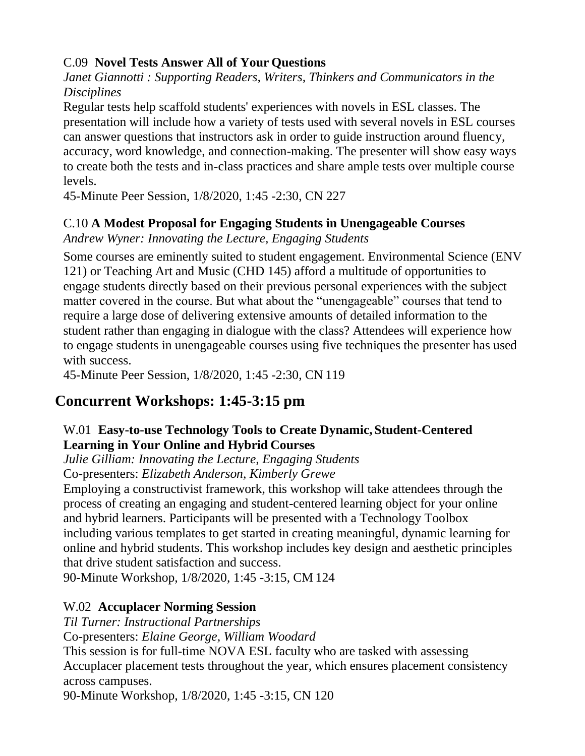C.09 **Novel Tests Answer All of Your Questions**

*Janet Giannotti : Supporting Readers, Writers, Thinkers and Communicators in the Disciplines*

Regular tests help scaffold students' experiences with novels in ESL classes. The presentation will include how a variety of tests used with several novels in ESL courses can answer questions that instructors ask in order to guide instruction around fluency, accuracy, word knowledge, and connection-making. The presenter will show easy ways to create both the tests and in-class practices and share ample tests over multiple course levels.

45-Minute Peer Session, 1/8/2020, 1:45 -2:30, CN 227

C.10 **A Modest Proposal for Engaging Students in Unengageable Courses**

*Andrew Wyner: Innovating the Lecture, Engaging Students*

Some courses are eminently suited to student engagement. Environmental Science (ENV 121) or Teaching Art and Music (CHD 145) afford a multitude of opportunities to engage students directly based on their previous personal experiences with the subject matter covered in the course. But what about the "unengageable" courses that tend to require a large dose of delivering extensive amounts of detailed information to the student rather than engaging in dialogue with the class? Attendees will experience how to engage students in unengageable courses using five techniques the presenter has used with success.

45-Minute Peer Session, 1/8/2020, 1:45 -2:30, CN 119

## Concurrent Workshops: 1:45-3:15 pm

W.01 **Easy-to-use Technology Tools to Create Dynamic, Student-Centered Learning in Your Online and Hybrid Courses**

*Julie Gilliam: Innovating the Lecture, Engaging Students*

Co-presenters: *Elizabeth Anderson, Kimberly Grewe*

Employing a constructivist framework, this workshop will take attendees through the process of creating an engaging and student-centered learning object for your online and hybrid learners. Participants will be presented with a Technology Toolbox including various templates to get started in creating meaningful, dynamic learning for online and hybrid students. This workshop includes key design and aesthetic principles that drive student satisfaction and success.

90-Minute Workshop, 1/8/2020, 1:45 -3:15, CM 124

W.02 **Accuplacer Norming Session**

*Til Turner: Instructional Partnerships*

Co-presenters: *Elaine George, William Woodard*

This session is for full-time NOVA ESL faculty who are tasked with assessing Accuplacer placement tests throughout the year, which ensures placement consistency across campuses.

90-Minute Workshop, 1/8/2020, 1:45 -3:15, CN 120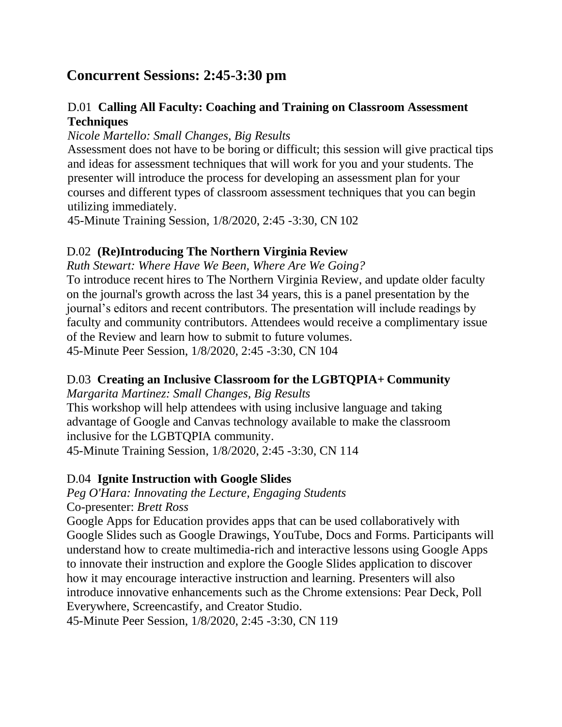## Concurrent Sessions: 2:45-3:30 pm

### D.01 **Calling All Faculty: Coaching and Training on Classroom Assessment Techniques**

*Nicole Martello: Small Changes, Big Results*

Assessment does not have to be boring or difficult; this session will give practical tips and ideas for assessment techniques that will work for you and your students. The presenter will introduce the process for developing an assessment plan for your courses and different types of classroom assessment techniques that you can begin utilizing immediately.

45-Minute Training Session, 1/8/2020, 2:45 -3:30, CN 102

### D.02 **(Re)Introducing The Northern Virginia Review**

*Ruth Stewart: Where Have We Been, Where Are We Going?*

To introduce recent hires to The Northern Virginia Review, and update older faculty on the journal's growth across the last 34 years, this is a panel presentation by the journal's editors and recent contributors. The presentation will include readings by faculty and community contributors. Attendees would receive a complimentary issue of the Review and learn how to submit to future volumes.

45-Minute Peer Session, 1/8/2020, 2:45 -3:30, CN 104

### D.03 **Creating an Inclusive Classroom for the LGBTQPIA+ Community**

*Margarita Martinez: Small Changes, Big Results*

This workshop will help attendees with using inclusive language and taking advantage of Google and Canvas technology available to make the classroom inclusive for the LGBTQPIA community.

45-Minute Training Session, 1/8/2020, 2:45 -3:30, CN 114

### D.04 **Ignite Instruction with Google Slides**

*Peg O'Hara: Innovating the Lecture, Engaging Students*

Co-presenter: *Brett Ross*

Google Apps for Education provides apps that can be used collaboratively with Google Slides such as Google Drawings, YouTube, Docs and Forms. Participants will understand how to create multimedia-rich and interactive lessons using Google Apps to innovate their instruction and explore the Google Slides application to discover how it may encourage interactive instruction and learning. Presenters will also introduce innovative enhancements such as the Chrome extensions: Pear Deck, Poll Everywhere, Screencastify, and Creator Studio.

45-Minute Peer Session, 1/8/2020, 2:45 -3:30, CN 119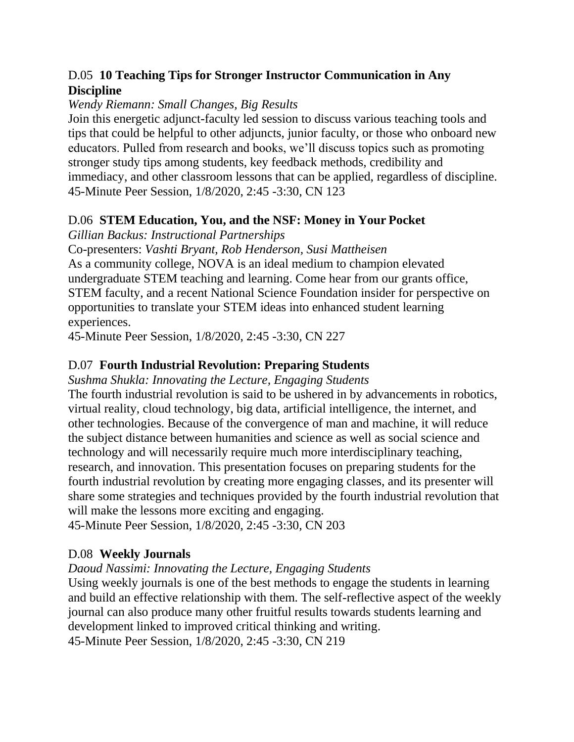### D.05 **10 Teaching Tips for Stronger Instructor Communication in Any Discipline**

*Wendy Riemann: Small Changes, Big Results*

Join this energetic adjunct-faculty led session to discuss various teaching tools and tips that could be helpful to other adjuncts, junior faculty, or those who onboard new educators. Pulled from research and books, we'll discuss topics such as promoting stronger study tips among students, key feedback methods, credibility and immediacy, and other classroom lessons that can be applied, regardless of discipline.

45-Minute Peer Session, 1/8/2020, 2:45 -3:30, CN 123

### D.06 **STEM Education, You, and the NSF: Money in Your Pocket**

*Gillian Backus: Instructional Partnerships*

Co-presenters: *Vashti Bryant, Rob Henderson, Susi Mattheisen*

As a community college, NOVA is an ideal medium to champion elevated undergraduate STEM teaching and learning. Come hear from our grants office, STEM faculty, and a recent National Science Foundation insider for perspective on opportunities to translate your STEM ideas into enhanced student learning experiences.

45-Minute Peer Session, 1/8/2020, 2:45 -3:30, CN 227

### D.07 **Fourth Industrial Revolution: Preparing Students**

*Sushma Shukla: Innovating the Lecture, Engaging Students*

The fourth industrial revolution is said to be ushered in by advancements in robotics, virtual reality, cloud technology, big data, artificial intelligence, the internet, and other technologies. Because of the convergence of man and machine, it will reduce the subject distance between humanities and science as well as social science and technology and will necessarily require much more interdisciplinary teaching, research, and innovation. This presentation focuses on preparing students for the fourth industrial revolution by creating more engaging classes, and its presenter will share some strategies and techniques provided by the fourth industrial revolution that will make the lessons more exciting and engaging.

45-Minute Peer Session, 1/8/2020, 2:45 -3:30, CN 203

### D.08 **Weekly Journals**

*Daoud Nassimi: Innovating the Lecture, Engaging Students*

Using weekly journals is one of the best methods to engage the students in learning and build an effective relationship with them. The self-reflective aspect of the weekly journal can also produce many other fruitful results towards students learning and development linked to improved critical thinking and writing.

45-Minute Peer Session, 1/8/2020, 2:45 -3:30, CN 219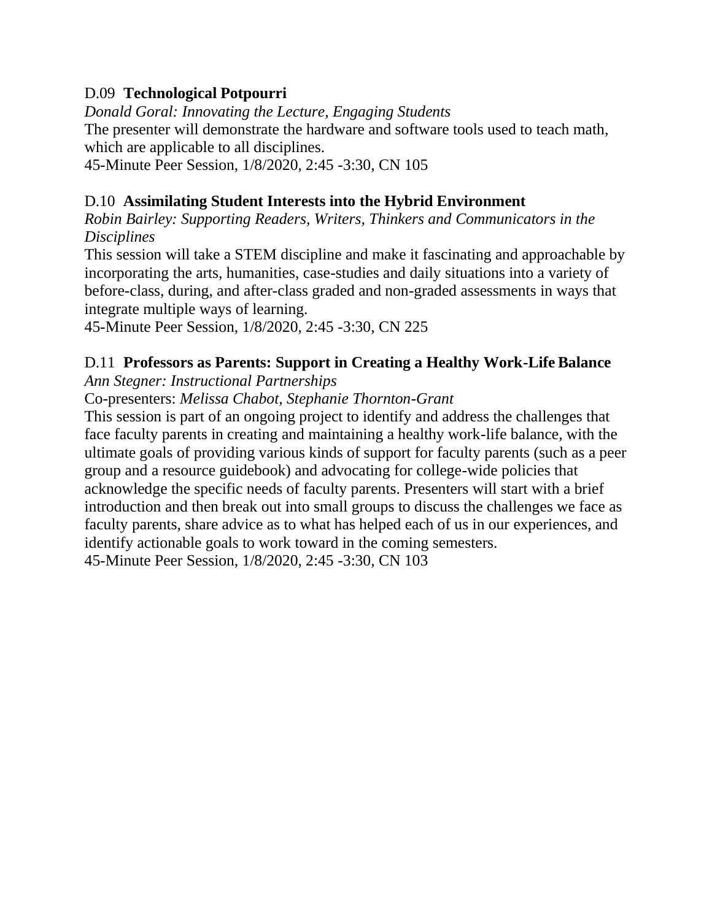D.09 **Technological Potpourri**

*Donald Goral: Innovating the Lecture, Engaging Students*

The presenter will demonstrate the hardware and software tools used to teach math, which are applicable to all disciplines.

45-Minute Peer Session, 1/8/2020, 2:45 -3:30, CN 105

D.10 **Assimilating Student Interests into the Hybrid Environment**

*Robin Bairley: Supporting Readers, Writers, Thinkers and Communicators in the Disciplines*

This session will take a STEM discipline and make it fascinating and approachable by incorporating the arts, humanities, case-studies and daily situations into a variety of before-class, during, and after-class graded and non-graded assessments in ways that integrate multiple ways of learning.

45-Minute Peer Session, 1/8/2020, 2:45 -3:30, CN 225

D.11 **Professors as Parents: Support in Creating a Healthy Work-Life Balance**

*Ann Stegner: Instructional Partnerships*

Co-presenters: *Melissa Chabot, Stephanie Thornton-Grant*

This session is part of an ongoing project to identify and address the challenges that face faculty parents in creating and maintaining a healthy work-life balance, with the ultimate goals of providing various kinds of support for faculty parents (such as a peer group and a resource guidebook) and advocating for college-wide policies that acknowledge the specific needs of faculty parents. Presenters will start with a brief introduction and then break out into small groups to discuss the challenges we face as faculty parents, share advice as to what has helped each of us in our experiences, and identify actionable goals to work toward in the coming semesters.

45-Minute Peer Session, 1/8/2020, 2:45 -3:30, CN 103